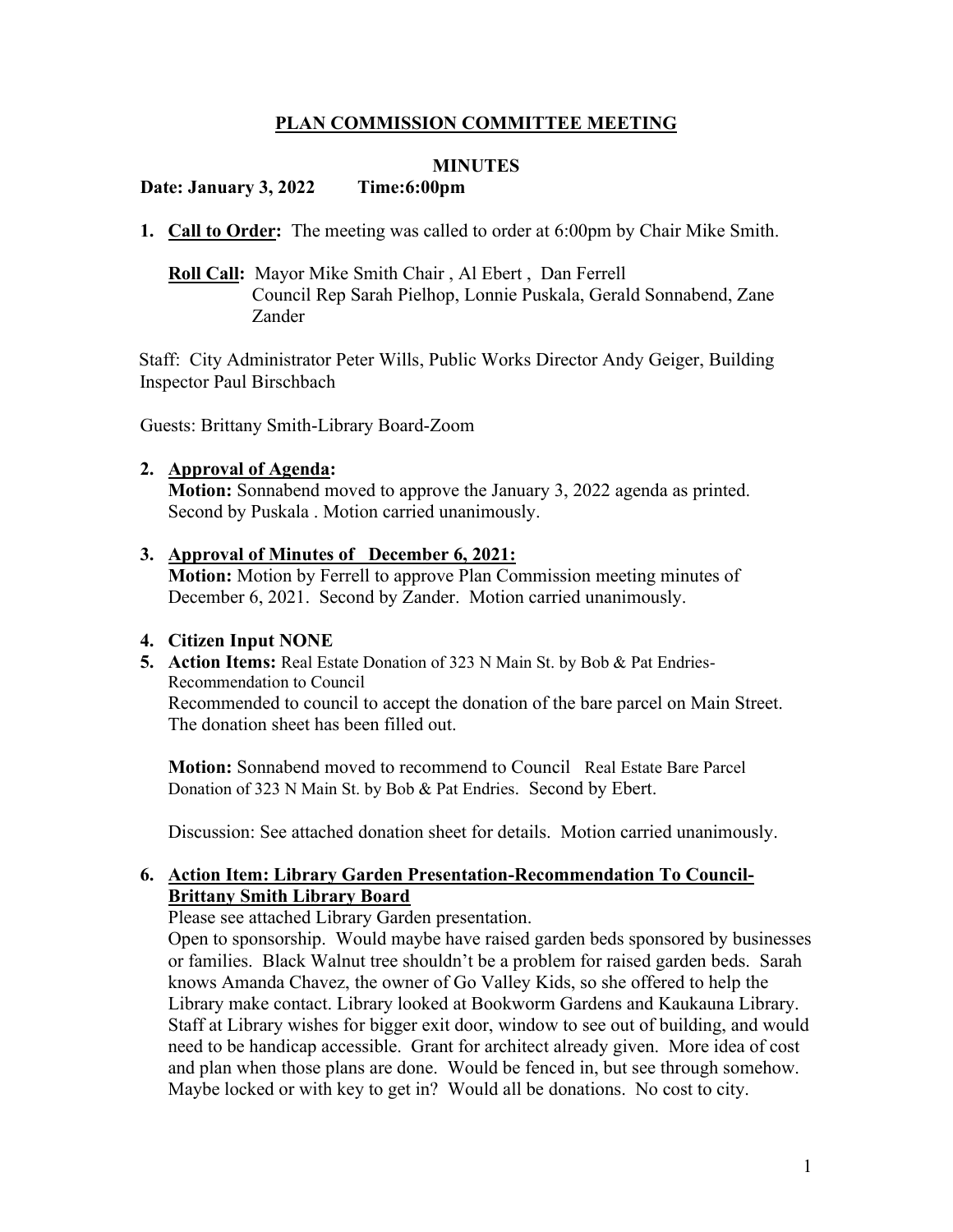# PLAN COMMISSION COMMITTEE MEETING

## MINUTES

**Date: January 3, 2022 Time:6:00pm**

1. **Call to Order:** The meeting was called to order at 6:00pm by Chair Mike Smith.

   **Roll Call:** Mayor Mike Smith Chair , Al Ebert , Dan Ferrell
   Council Rep Sarah Pielhop, Lonnie Puskala, Gerald Sonnabend, Zane Zander

Staff: City Administrator Peter Wills, Public Works Director Andy Geiger, Building Inspector Paul Birschbach

Guests: Brittany Smith-Library Board-Zoom

2. **Approval of Agenda:**
   **Motion:** Sonnabend moved to approve the January 3, 2022 agenda as printed. Second by Puskala . Motion carried unanimously.

3. **Approval of Minutes of December 6, 2021:**
   **Motion:** Motion by Ferrell to approve Plan Commission meeting minutes of December 6, 2021. Second by Zander. Motion carried unanimously.

4. **Citizen Input NONE**
5. **Action Items:** Real Estate Donation of 323 N Main St. by Bob & Pat Endries-Recommendation to Council
   Recommended to council to accept the donation of the bare parcel on Main Street. The donation sheet has been filled out.

   **Motion:** Sonnabend moved to recommend to Council Real Estate Bare Parcel Donation of 323 N Main St. by Bob & Pat Endries. Second by Ebert.

   Discussion: See attached donation sheet for details. Motion carried unanimously.

6. **Action Item: Library Garden Presentation-Recommendation To Council-Brittany Smith Library Board**
   Please see attached Library Garden presentation.
   Open to sponsorship. Would maybe have raised garden beds sponsored by businesses or families. Black Walnut tree shouldn't be a problem for raised garden beds. Sarah knows Amanda Chavez, the owner of Go Valley Kids, so she offered to help the Library make contact. Library looked at Bookworm Gardens and Kaukauna Library. Staff at Library wishes for bigger exit door, window to see out of building, and would need to be handicap accessible. Grant for architect already given. More idea of cost and plan when those plans are done. Would be fenced in, but see through somehow. Maybe locked or with key to get in? Would all be donations. No cost to city.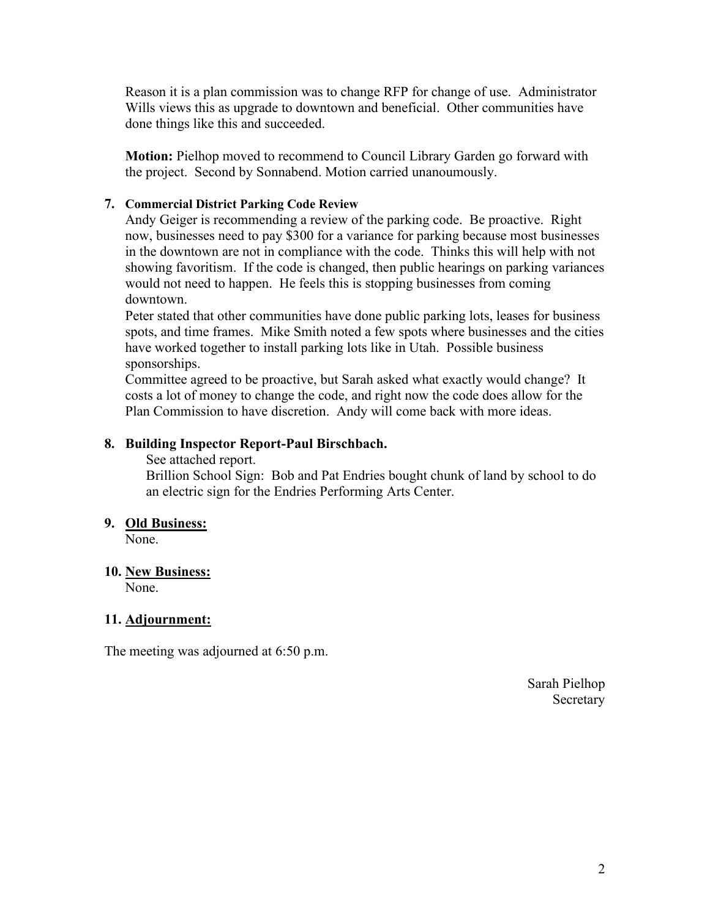Reason it is a plan commission was to change RFP for change of use. Administrator Wills views this as upgrade to downtown and beneficial. Other communities have done things like this and succeeded.

**Motion:** Pielhop moved to recommend to Council Library Garden go forward with the project. Second by Sonnabend. Motion carried unanoumously.

**7. Commercial District Parking Code Review**

Andy Geiger is recommending a review of the parking code. Be proactive. Right now, businesses need to pay $300 for a variance for parking because most businesses in the downtown are not in compliance with the code. Thinks this will help with not showing favoritism. If the code is changed, then public hearings on parking variances would not need to happen. He feels this is stopping businesses from coming downtown.

Peter stated that other communities have done public parking lots, leases for business spots, and time frames. Mike Smith noted a few spots where businesses and the cities have worked together to install parking lots like in Utah. Possible business sponsorships.

Committee agreed to be proactive, but Sarah asked what exactly would change? It costs a lot of money to change the code, and right now the code does allow for the Plan Commission to have discretion. Andy will come back with more ideas.

**8. Building Inspector Report-Paul Birschbach.**

See attached report.

Brillion School Sign: Bob and Pat Endries bought chunk of land by school to do an electric sign for the Endries Performing Arts Center.

**9. Old Business:**

None.

**10. New Business:**

None.

**11. Adjournment:**

The meeting was adjourned at 6:50 p.m.

Sarah Pielhop
Secretary